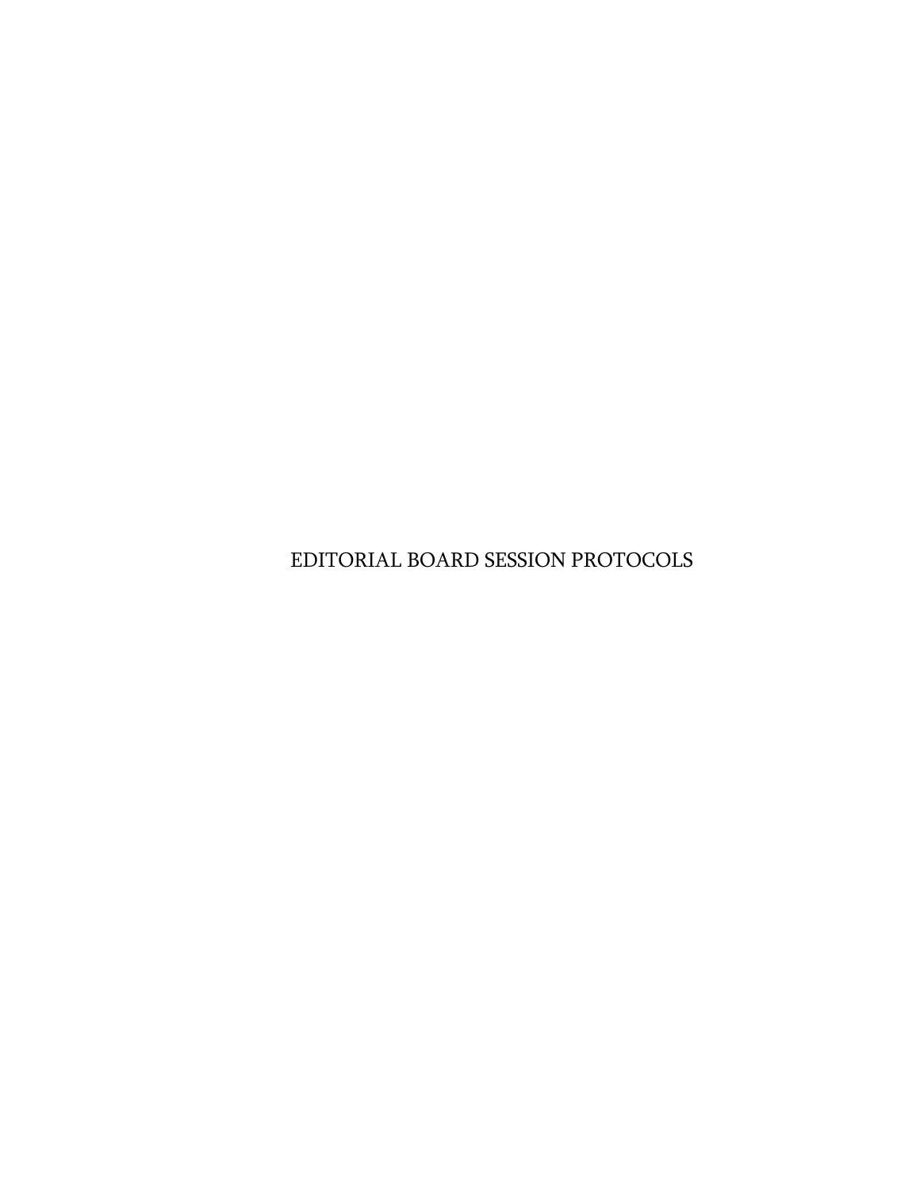# EDITORIAL BOARD SESSION PROTOCOLS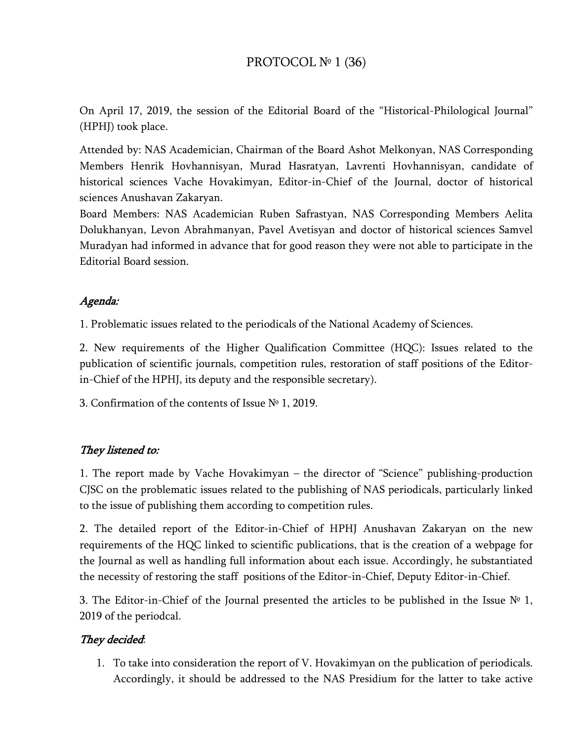# PROTOCOL № 1 (36)

On April 17, 2019, the session of the Editorial Board of the "Historical-Philological Journal" (HPHJ) took place.

Attended by: NAS Academician, Chairman of the Board Ashot Melkonyan, NAS Corresponding Members Henrik Hovhannisyan, Murad Hasratyan, Lavrenti Hovhannisyan, candidate of historical sciences Vache Hovakimyan, Editor-in-Chief of the Journal, doctor of historical sciences Anushavan Zakaryan.
Board Members: NAS Academician Ruben Safrastyan, NAS Corresponding Members Aelita Dolukhanyan, Levon Abrahmanyan, Pavel Avetisyan and doctor of historical sciences Samvel Muradyan had informed in advance that for good reason they were not able to participate in the Editorial Board session.

*Agenda:*

1. Problematic issues related to the periodicals of the National Academy of Sciences.

2. New requirements of the Higher Qualification Committee (HQC): Issues related to the publication of scientific journals, competition rules, restoration of staff positions of the Editor-in-Chief of the HPHJ, its deputy and the responsible secretary).

3. Confirmation of the contents of Issue № 1, 2019.

*They listened to:*

1. The report made by Vache Hovakimyan – the director of "Science" publishing-production CJSC on the problematic issues related to the publishing of NAS periodicals, particularly linked to the issue of publishing them according to competition rules.

2. The detailed report of the Editor-in-Chief of HPHJ Anushavan Zakaryan on the new requirements of the HQC linked to scientific publications, that is the creation of a webpage for the Journal as well as handling full information about each issue. Accordingly, he substantiated the necessity of restoring the staff positions of the Editor-in-Chief, Deputy Editor-in-Chief.

3. The Editor-in-Chief of the Journal presented the articles to be published in the Issue № 1, 2019 of the periodcal.

*They decided*:

1. To take into consideration the report of V. Hovakimyan on the publication of periodicals. Accordingly, it should be addressed to the NAS Presidium for the latter to take active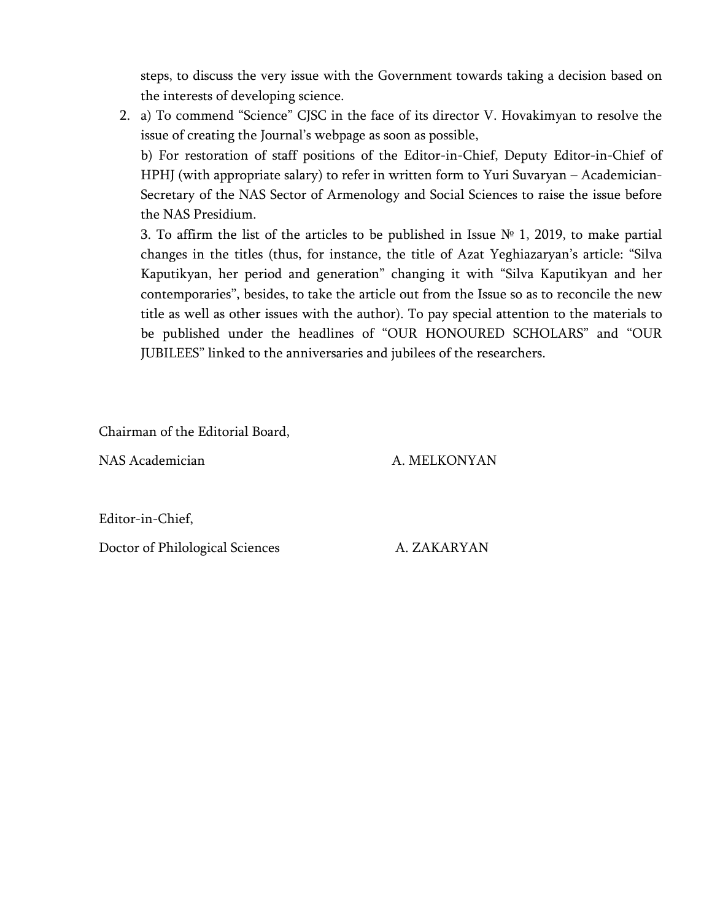steps, to discuss the very issue with the Government towards taking a decision based on the interests of developing science.

2. a) To commend "Science" CJSC in the face of its director V. Hovakimyan to resolve the issue of creating the Journal's webpage as soon as possible,

   b) For restoration of staff positions of the Editor-in-Chief, Deputy Editor-in-Chief of HPHJ (with appropriate salary) to refer in written form to Yuri Suvaryan – Academician-Secretary of the NAS Sector of Armenology and Social Sciences to raise the issue before the NAS Presidium.

   3. To affirm the list of the articles to be published in Issue № 1, 2019, to make partial changes in the titles (thus, for instance, the title of Azat Yeghiazaryan's article: "Silva Kaputikyan, her period and generation" changing it with "Silva Kaputikyan and her contemporaries", besides, to take the article out from the Issue so as to reconcile the new title as well as other issues with the author). To pay special attention to the materials to be published under the headlines of "OUR HONOURED SCHOLARS" and "OUR JUBILEES" linked to the anniversaries and jubilees of the researchers.

Chairman of the Editorial Board,

NAS Academician A. MELKONYAN

Editor-in-Chief,

Doctor of Philological Sciences A. ZAKARYAN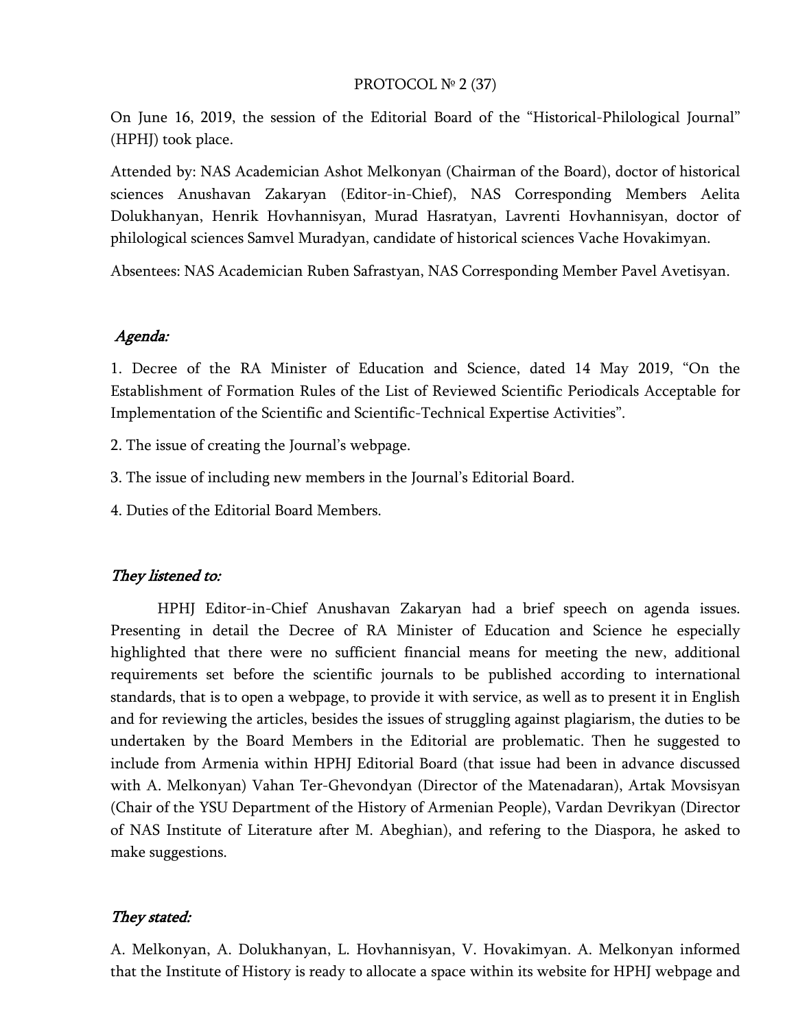PROTOCOL № 2 (37)

On June 16, 2019, the session of the Editorial Board of the "Historical-Philological Journal" (HPHJ) took place.

Attended by: NAS Academician Ashot Melkonyan (Chairman of the Board), doctor of historical sciences Anushavan Zakaryan (Editor-in-Chief), NAS Corresponding Members Aelita Dolukhanyan, Henrik Hovhannisyan, Murad Hasratyan, Lavrenti Hovhannisyan, doctor of philological sciences Samvel Muradyan, candidate of historical sciences Vache Hovakimyan.

Absentees: NAS Academician Ruben Safrastyan, NAS Corresponding Member Pavel Avetisyan.

*Agenda:*

1. Decree of the RA Minister of Education and Science, dated 14 May 2019, "On the Establishment of Formation Rules of the List of Reviewed Scientific Periodicals Acceptable for Implementation of the Scientific and Scientific-Technical Expertise Activities".

2. The issue of creating the Journal's webpage.

3. The issue of including new members in the Journal's Editorial Board.

4. Duties of the Editorial Board Members.

*They listened to:*

HPHJ Editor-in-Chief Anushavan Zakaryan had a brief speech on agenda issues. Presenting in detail the Decree of RA Minister of Education and Science he especially highlighted that there were no sufficient financial means for meeting the new, additional requirements set before the scientific journals to be published according to international standards, that is to open a webpage, to provide it with service, as well as to present it in English and for reviewing the articles, besides the issues of struggling against plagiarism, the duties to be undertaken by the Board Members in the Editorial are problematic. Then he suggested to include from Armenia within HPHJ Editorial Board (that issue had been in advance discussed with A. Melkonyan) Vahan Ter-Ghevondyan (Director of the Matenadaran), Artak Movsisyan (Chair of the YSU Department of the History of Armenian People), Vardan Devrikyan (Director of NAS Institute of Literature after M. Abeghian), and refering to the Diaspora, he asked to make suggestions.

*They stated:*

A. Melkonyan, A. Dolukhanyan, L. Hovhannisyan, V. Hovakimyan. A. Melkonyan informed that the Institute of History is ready to allocate a space within its website for HPHJ webpage and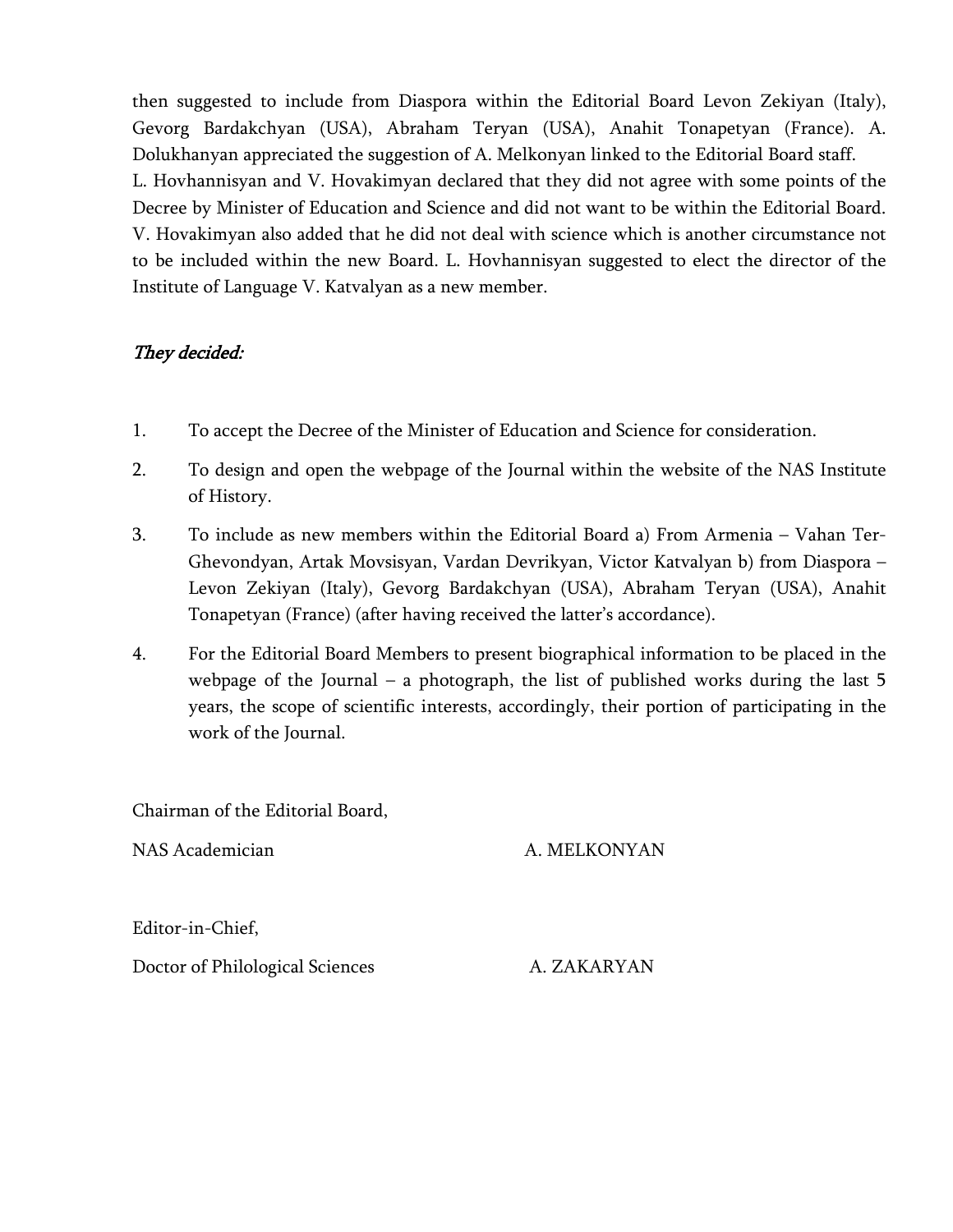then suggested to include from Diaspora within the Editorial Board Levon Zekiyan (Italy), Gevorg Bardakchyan (USA), Abraham Teryan (USA), Anahit Tonapetyan (France). A. Dolukhanyan appreciated the suggestion of A. Melkonyan linked to the Editorial Board staff.

L. Hovhannisyan and V. Hovakimyan declared that they did not agree with some points of the Decree by Minister of Education and Science and did not want to be within the Editorial Board. V. Hovakimyan also added that he did not deal with science which is another circumstance not to be included within the new Board. L. Hovhannisyan suggested to elect the director of the Institute of Language V. Katvalyan as a new member.

*They decided:*

1. To accept the Decree of the Minister of Education and Science for consideration.
2. To design and open the webpage of the Journal within the website of the NAS Institute of History.
3. To include as new members within the Editorial Board a) From Armenia – Vahan Ter-Ghevondyan, Artak Movsisyan, Vardan Devrikyan, Victor Katvalyan b) from Diaspora – Levon Zekiyan (Italy), Gevorg Bardakchyan (USA), Abraham Teryan (USA), Anahit Tonapetyan (France) (after having received the latter's accordance).
4. For the Editorial Board Members to present biographical information to be placed in the webpage of the Journal – a photograph, the list of published works during the last 5 years, the scope of scientific interests, accordingly, their portion of participating in the work of the Journal.

Chairman of the Editorial Board,

NAS Academician A. MELKONYAN

Editor-in-Chief,

Doctor of Philological Sciences A. ZAKARYAN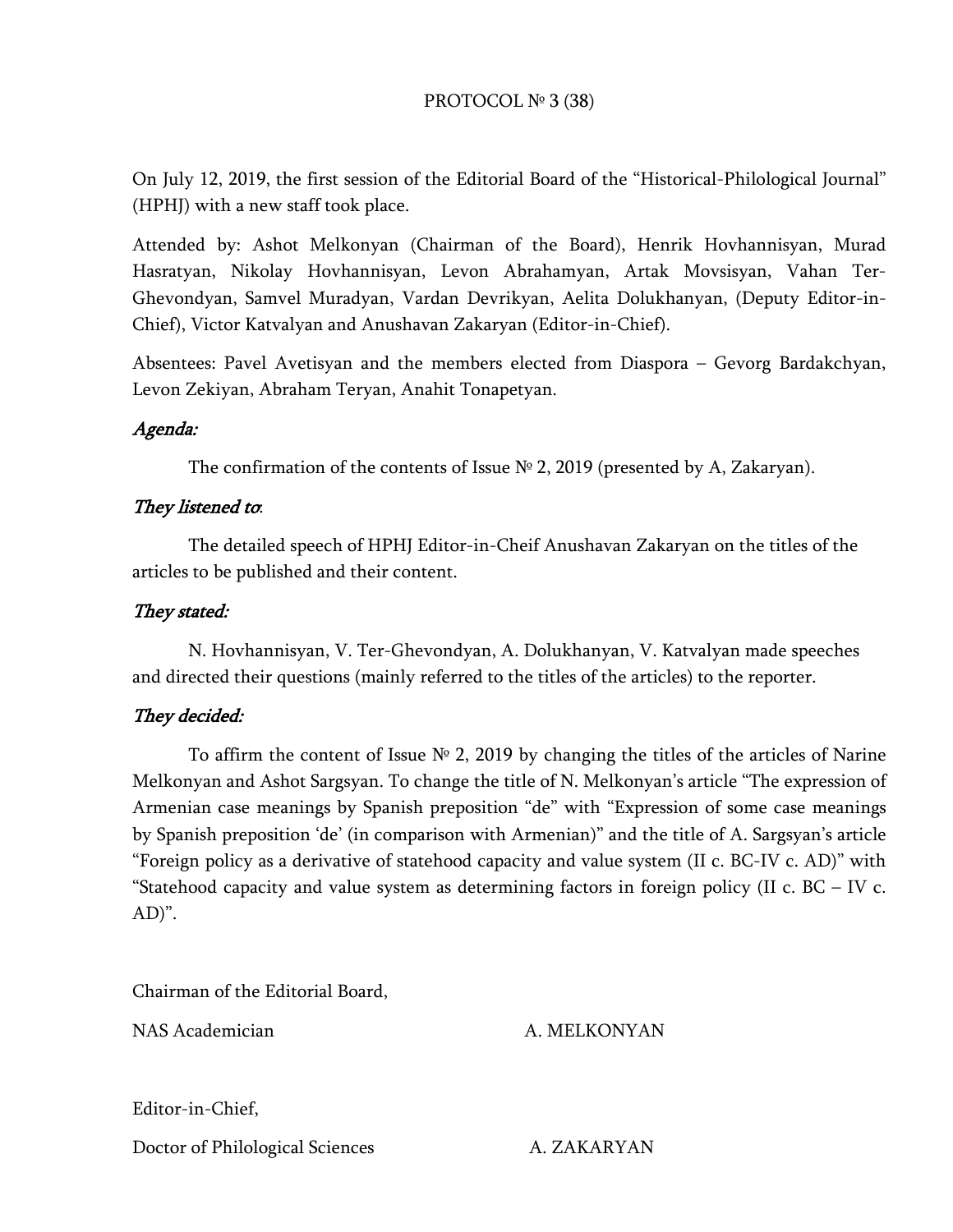PROTOCOL № 3 (38)

On July 12, 2019, the first session of the Editorial Board of the "Historical-Philological Journal" (HPHJ) with a new staff took place.

Attended by: Ashot Melkonyan (Chairman of the Board), Henrik Hovhannisyan, Murad Hasratyan, Nikolay Hovhannisyan, Levon Abrahamyan, Artak Movsisyan, Vahan Ter-Ghevondyan, Samvel Muradyan, Vardan Devrikyan, Aelita Dolukhanyan, (Deputy Editor-in-Chief), Victor Katvalyan and Anushavan Zakaryan (Editor-in-Chief).

Absentees: Pavel Avetisyan and the members elected from Diaspora – Gevorg Bardakchyan, Levon Zekiyan, Abraham Teryan, Anahit Tonapetyan.

*Agenda:*

The confirmation of the contents of Issue № 2, 2019 (presented by A, Zakaryan).

*They listened to*:

The detailed speech of HPHJ Editor-in-Cheif Anushavan Zakaryan on the titles of the articles to be published and their content.

*They stated:*

N. Hovhannisyan, V. Ter-Ghevondyan, A. Dolukhanyan, V. Katvalyan made speeches and directed their questions (mainly referred to the titles of the articles) to the reporter.

*They decided:*

To affirm the content of Issue № 2, 2019 by changing the titles of the articles of Narine Melkonyan and Ashot Sargsyan. To change the title of N. Melkonyan's article "The expression of Armenian case meanings by Spanish preposition "de" with "Expression of some case meanings by Spanish preposition 'de' (in comparison with Armenian)" and the title of A. Sargsyan's article "Foreign policy as a derivative of statehood capacity and value system (II c. BC-IV c. AD)" with "Statehood capacity and value system as determining factors in foreign policy (II c. BC – IV c. AD)".

Chairman of the Editorial Board,

NAS Academician A. MELKONYAN

Editor-in-Chief,

Doctor of Philological Sciences A. ZAKARYAN